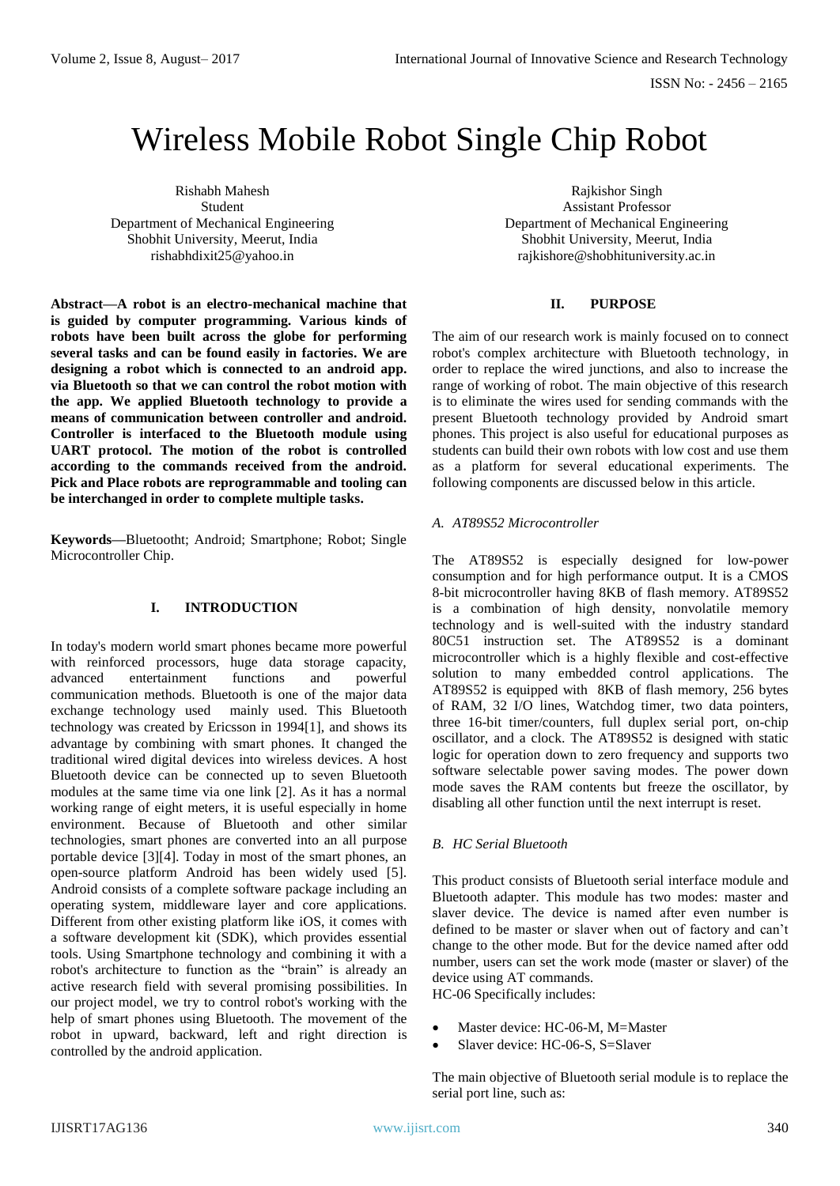# Wireless Mobile Robot Single Chip Robot

Rishabh Mahesh
Student
Department of Mechanical Engineering
Shobhit University, Meerut, India
rishabhdixit25@yahoo.in

Rajkishor Singh
Assistant Professor
Department of Mechanical Engineering
Shobhit University, Meerut, India
rajkishore@shobhituniversity.ac.in

**Abstract—A robot is an electro-mechanical machine that is guided by computer programming. Various kinds of robots have been built across the globe for performing several tasks and can be found easily in factories. We are designing a robot which is connected to an android app. via Bluetooth so that we can control the robot motion with the app. We applied Bluetooth technology to provide a means of communication between controller and android. Controller is interfaced to the Bluetooth module using UART protocol. The motion of the robot is controlled according to the commands received from the android. Pick and Place robots are reprogrammable and tooling can be interchanged in order to complete multiple tasks.**

**Keywords—**Bluetootht; Android; Smartphone; Robot; Single Microcontroller Chip.

## I. INTRODUCTION

In today's modern world smart phones became more powerful with reinforced processors, huge data storage capacity, advanced entertainment functions and powerful communication methods. Bluetooth is one of the major data exchange technology used mainly used. This Bluetooth technology was created by Ericsson in 1994[1], and shows its advantage by combining with smart phones. It changed the traditional wired digital devices into wireless devices. A host Bluetooth device can be connected up to seven Bluetooth modules at the same time via one link [2]. As it has a normal working range of eight meters, it is useful especially in home environment. Because of Bluetooth and other similar technologies, smart phones are converted into an all purpose portable device [3][4]. Today in most of the smart phones, an open-source platform Android has been widely used [5]. Android consists of a complete software package including an operating system, middleware layer and core applications. Different from other existing platform like iOS, it comes with a software development kit (SDK), which provides essential tools. Using Smartphone technology and combining it with a robot's architecture to function as the "brain" is already an active research field with several promising possibilities. In our project model, we try to control robot's working with the help of smart phones using Bluetooth. The movement of the robot in upward, backward, left and right direction is controlled by the android application.

## II. PURPOSE

The aim of our research work is mainly focused on to connect robot's complex architecture with Bluetooth technology, in order to replace the wired junctions, and also to increase the range of working of robot. The main objective of this research is to eliminate the wires used for sending commands with the present Bluetooth technology provided by Android smart phones. This project is also useful for educational purposes as students can build their own robots with low cost and use them as a platform for several educational experiments. The following components are discussed below in this article.

### *A. AT89S52 Microcontroller*

The AT89S52 is especially designed for low-power consumption and for high performance output. It is a CMOS 8-bit microcontroller having 8KB of flash memory. AT89S52 is a combination of high density, nonvolatile memory technology and is well-suited with the industry standard 80C51 instruction set. The AT89S52 is a dominant microcontroller which is a highly flexible and cost-effective solution to many embedded control applications. The AT89S52 is equipped with 8KB of flash memory, 256 bytes of RAM, 32 I/O lines, Watchdog timer, two data pointers, three 16-bit timer/counters, full duplex serial port, on-chip oscillator, and a clock. The AT89S52 is designed with static logic for operation down to zero frequency and supports two software selectable power saving modes. The power down mode saves the RAM contents but freeze the oscillator, by disabling all other function until the next interrupt is reset.

### *B. HC Serial Bluetooth*

This product consists of Bluetooth serial interface module and Bluetooth adapter. This module has two modes: master and slaver device. The device is named after even number is defined to be master or slaver when out of factory and can't change to the other mode. But for the device named after odd number, users can set the work mode (master or slaver) of the device using AT commands.
HC-06 Specifically includes:

- Master device: HC-06-M, M=Master
- Slaver device: HC-06-S, S=Slaver

The main objective of Bluetooth serial module is to replace the serial port line, such as: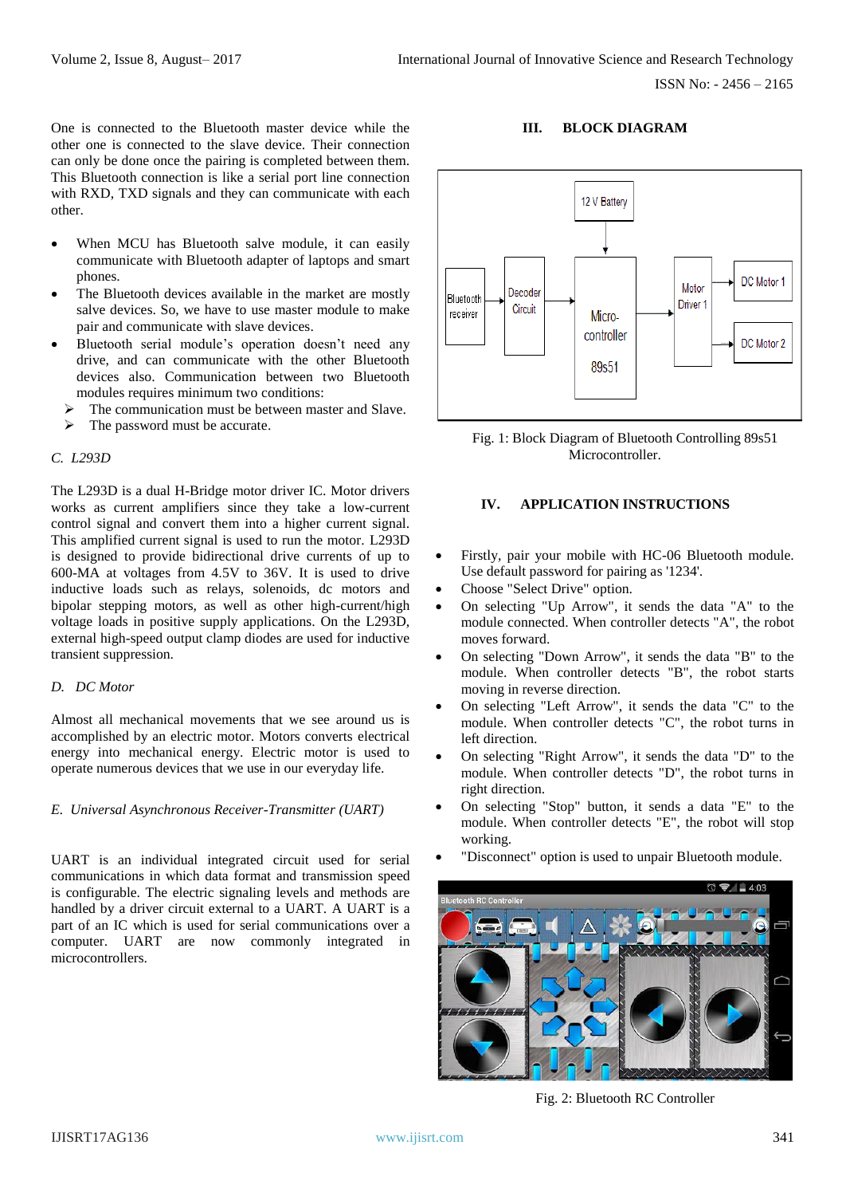One is connected to the Bluetooth master device while the other one is connected to the slave device. Their connection can only be done once the pairing is completed between them. This Bluetooth connection is like a serial port line connection with RXD, TXD signals and they can communicate with each other.

- When MCU has Bluetooth salve module, it can easily communicate with Bluetooth adapter of laptops and smart phones.
- The Bluetooth devices available in the market are mostly salve devices. So, we have to use master module to make pair and communicate with slave devices.
- Bluetooth serial module's operation doesn't need any drive, and can communicate with the other Bluetooth devices also. Communication between two Bluetooth modules requires minimum two conditions:
  - The communication must be between master and Slave.
  - The password must be accurate.

### *C. L293D*

The L293D is a dual H-Bridge motor driver IC. Motor drivers works as current amplifiers since they take a low-current control signal and convert them into a higher current signal. This amplified current signal is used to run the motor. L293D is designed to provide bidirectional drive currents of up to 600-MA at voltages from 4.5V to 36V. It is used to drive inductive loads such as relays, solenoids, dc motors and bipolar stepping motors, as well as other high-current/high voltage loads in positive supply applications. On the L293D, external high-speed output clamp diodes are used for inductive transient suppression.

### *D. DC Motor*

Almost all mechanical movements that we see around us is accomplished by an electric motor. Motors converts electrical energy into mechanical energy. Electric motor is used to operate numerous devices that we use in our everyday life.

### *E. Universal Asynchronous Receiver-Transmitter (UART)*

UART is an individual integrated circuit used for serial communications in which data format and transmission speed is configurable. The electric signaling levels and methods are handled by a driver circuit external to a UART. A UART is a part of an IC which is used for serial communications over a computer. UART are now commonly integrated in microcontrollers.

## III. BLOCK DIAGRAM

Fig. 1: Block Diagram of Bluetooth Controlling 89s51 Microcontroller.

## IV. APPLICATION INSTRUCTIONS

- Firstly, pair your mobile with HC-06 Bluetooth module. Use default password for pairing as '1234'.
- Choose "Select Drive" option.
- On selecting "Up Arrow", it sends the data "A" to the module connected. When controller detects "A", the robot moves forward.
- On selecting "Down Arrow", it sends the data "B" to the module. When controller detects "B", the robot starts moving in reverse direction.
- On selecting "Left Arrow", it sends the data "C" to the module. When controller detects "C", the robot turns in left direction.
- On selecting "Right Arrow", it sends the data "D" to the module. When controller detects "D", the robot turns in right direction.
- On selecting "Stop" button, it sends a data "E" to the module. When controller detects "E", the robot will stop working.
- "Disconnect" option is used to unpair Bluetooth module.

Fig. 2: Bluetooth RC Controller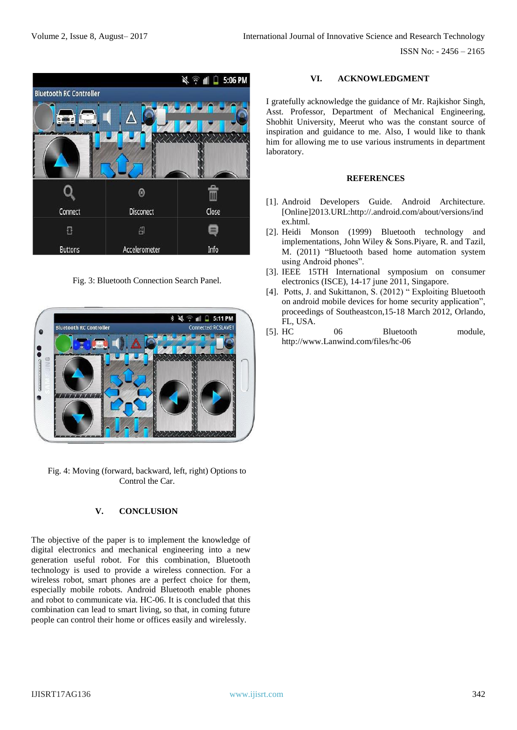Fig. 3: Bluetooth Connection Search Panel.

Fig. 4: Moving (forward, backward, left, right) Options to Control the Car.

## V. CONCLUSION

The objective of the paper is to implement the knowledge of digital electronics and mechanical engineering into a new generation useful robot. For this combination, Bluetooth technology is used to provide a wireless connection. For a wireless robot, smart phones are a perfect choice for them, especially mobile robots. Android Bluetooth enable phones and robot to communicate via. HC-06. It is concluded that this combination can lead to smart living, so that, in coming future people can control their home or offices easily and wirelessly.

## VI. ACKNOWLEDGMENT

I gratefully acknowledge the guidance of Mr. Rajkishor Singh, Asst. Professor, Department of Mechanical Engineering, Shobhit University, Meerut who was the constant source of inspiration and guidance to me. Also, I would like to thank him for allowing me to use various instruments in department laboratory.

## REFERENCES

[1]. Android Developers Guide. Android Architecture. [Online]2013.URL:http://.android.com/about/versions/index.html.

[2]. Heidi Monson (1999) Bluetooth technology and implementations, John Wiley & Sons.Piyare, R. and Tazil, M. (2011) "Bluetooth based home automation system using Android phones".

[3]. IEEE 15TH International symposium on consumer electronics (ISCE), 14-17 june 2011, Singapore.

[4]. Potts, J. and Sukittanon, S. (2012) " Exploiting Bluetooth on android mobile devices for home security application", proceedings of Southeastcon,15-18 March 2012, Orlando, FL, USA.

[5]. HC 06 Bluetooth module, http://www.Lanwind.com/files/hc-06